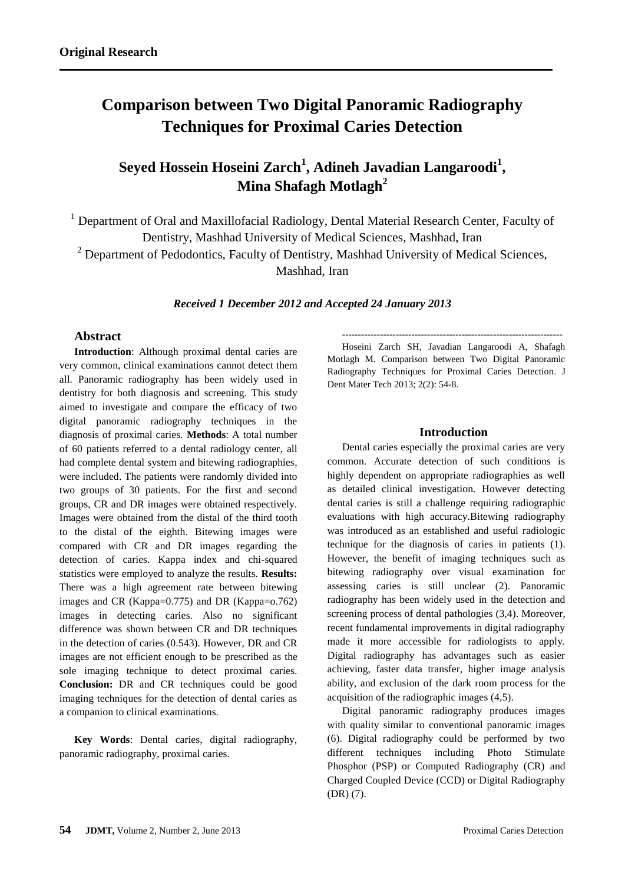**Original Research**

# Comparison between Two Digital Panoramic Radiography Techniques for Proximal Caries Detection

## Seyed Hossein Hoseini Zarch[1], Adineh Javadian Langaroodi[1], Mina Shafagh Motlagh[2]

[1] Department of Oral and Maxillofacial Radiology, Dental Material Research Center, Faculty of Dentistry, Mashhad University of Medical Sciences, Mashhad, Iran

[2] Department of Pedodontics, Faculty of Dentistry, Mashhad University of Medical Sciences, Mashhad, Iran

***Received 1 December 2012 and Accepted 24 January 2013***

### Abstract

**Introduction**: Although proximal dental caries are very common, clinical examinations cannot detect them all. Panoramic radiography has been widely used in dentistry for both diagnosis and screening. This study aimed to investigate and compare the efficacy of two digital panoramic radiography techniques in the diagnosis of proximal caries. **Methods**: A total number of 60 patients referred to a dental radiology center, all had complete dental system and bitewing radiographies, were included. The patients were randomly divided into two groups of 30 patients. For the first and second groups, CR and DR images were obtained respectively. Images were obtained from the distal of the third tooth to the distal of the eighth. Bitewing images were compared with CR and DR images regarding the detection of caries. Kappa index and chi-squared statistics were employed to analyze the results. **Results:** There was a high agreement rate between bitewing images and CR (Kappa=0.775) and DR (Kappa=o.762) images in detecting caries. Also no significant difference was shown between CR and DR techniques in the detection of caries (0.543). However, DR and CR images are not efficient enough to be prescribed as the sole imaging technique to detect proximal caries. **Conclusion:** DR and CR techniques could be good imaging techniques for the detection of dental caries as a companion to clinical examinations.

**Key Words**: Dental caries, digital radiography, panoramic radiography, proximal caries.

---

Hoseini Zarch SH, Javadian Langaroodi A, Shafagh Motlagh M. Comparison between Two Digital Panoramic Radiography Techniques for Proximal Caries Detection. J Dent Mater Tech 2013; 2(2): 54-8.

### Introduction

Dental caries especially the proximal caries are very common. Accurate detection of such conditions is highly dependent on appropriate radiographies as well as detailed clinical investigation. However detecting dental caries is still a challenge requiring radiographic evaluations with high accuracy.Bitewing radiography was introduced as an established and useful radiologic technique for the diagnosis of caries in patients (1). However, the benefit of imaging techniques such as bitewing radiography over visual examination for assessing caries is still unclear (2). Panoramic radiography has been widely used in the detection and screening process of dental pathologies (3,4). Moreover, recent fundamental improvements in digital radiography made it more accessible for radiologists to apply. Digital radiography has advantages such as easier achieving, faster data transfer, higher image analysis ability, and exclusion of the dark room process for the acquisition of the radiographic images (4,5).

Digital panoramic radiography produces images with quality similar to conventional panoramic images (6). Digital radiography could be performed by two different techniques including Photo Stimulate Phosphor (PSP) or Computed Radiography (CR) and Charged Coupled Device (CCD) or Digital Radiography (DR) (7).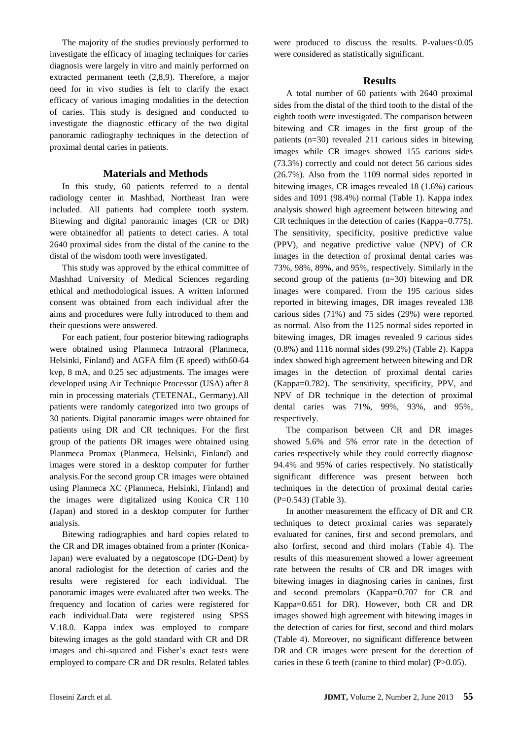The majority of the studies previously performed to investigate the efficacy of imaging techniques for caries diagnosis were largely in vitro and mainly performed on extracted permanent teeth (2,8,9). Therefore, a major need for in vivo studies is felt to clarify the exact efficacy of various imaging modalities in the detection of caries. This study is designed and conducted to investigate the diagnostic efficacy of the two digital panoramic radiography techniques in the detection of proximal dental caries in patients.

## Materials and Methods

In this study, 60 patients referred to a dental radiology center in Mashhad, Northeast Iran were included. All patients had complete tooth system. Bitewing and digital panoramic images (CR or DR) were obtainedfor all patients to detect caries. A total 2640 proximal sides from the distal of the canine to the distal of the wisdom tooth were investigated.

This study was approved by the ethical committee of Mashhad University of Medical Sciences regarding ethical and methodological issues. A written informed consent was obtained from each individual after the aims and procedures were fully introduced to them and their questions were answered.

For each patient, four posterior bitewing radiographs were obtained using Planmeca Intraoral (Planmeca, Helsinki, Finland) and AGFA film (E speed) with60-64 kvp, 8 mA, and 0.25 sec adjustments. The images were developed using Air Technique Processor (USA) after 8 min in processing materials (TETENAL, Germany).All patients were randomly categorized into two groups of 30 patients. Digital panoramic images were obtained for patients using DR and CR techniques. For the first group of the patients DR images were obtained using Planmeca Promax (Planmeca, Helsinki, Finland) and images were stored in a desktop computer for further analysis.For the second group CR images were obtained using Planmeca XC (Planmeca, Helsinki, Finland) and the images were digitalized using Konica CR 110 (Japan) and stored in a desktop computer for further analysis.

Bitewing radiographies and hard copies related to the CR and DR images obtained from a printer (Konica-Japan) were evaluated by a negatoscope (DG-Dent) by anoral radiologist for the detection of caries and the results were registered for each individual. The panoramic images were evaluated after two weeks. The frequency and location of caries were registered for each individual.Data were registered using SPSS V.18.0. Kappa index was employed to compare bitewing images as the gold standard with CR and DR images and chi-squared and Fisher's exact tests were employed to compare CR and DR results. Related tables were produced to discuss the results. P-values<0.05 were considered as statistically significant.

## Results

A total number of 60 patients with 2640 proximal sides from the distal of the third tooth to the distal of the eighth tooth were investigated. The comparison between bitewing and CR images in the first group of the patients (n=30) revealed 211 carious sides in bitewing images while CR images showed 155 carious sides (73.3%) correctly and could not detect 56 carious sides (26.7%). Also from the 1109 normal sides reported in bitewing images, CR images revealed 18 (1.6%) carious sides and 1091 (98.4%) normal (Table 1). Kappa index analysis showed high agreement between bitewing and CR techniques in the detection of caries (Kappa=0.775). The sensitivity, specificity, positive predictive value (PPV), and negative predictive value (NPV) of CR images in the detection of proximal dental caries was 73%, 98%, 89%, and 95%, respectively. Similarly in the second group of the patients (n=30) bitewing and DR images were compared. From the 195 carious sides reported in bitewing images, DR images revealed 138 carious sides (71%) and 75 sides (29%) were reported as normal. Also from the 1125 normal sides reported in bitewing images, DR images revealed 9 carious sides (0.8%) and 1116 normal sides (99.2%) (Table 2). Kappa index showed high agreement between bitewing and DR images in the detection of proximal dental caries (Kappa=0.782). The sensitivity, specificity, PPV, and NPV of DR technique in the detection of proximal dental caries was 71%, 99%, 93%, and 95%, respectively.

The comparison between CR and DR images showed 5.6% and 5% error rate in the detection of caries respectively while they could correctly diagnose 94.4% and 95% of caries respectively. No statistically significant difference was present between both techniques in the detection of proximal dental caries (P=0.543) (Table 3).

In another measurement the efficacy of DR and CR techniques to detect proximal caries was separately evaluated for canines, first and second premolars, and also forfirst, second and third molars (Table 4). The results of this measurement showed a lower agreement rate between the results of CR and DR images with bitewing images in diagnosing caries in canines, first and second premolars (Kappa=0.707 for CR and Kappa=0.651 for DR). However, both CR and DR images showed high agreement with bitewing images in the detection of caries for first, second and third molars (Table 4). Moreover, no significant difference between DR and CR images were present for the detection of caries in these 6 teeth (canine to third molar) (P>0.05).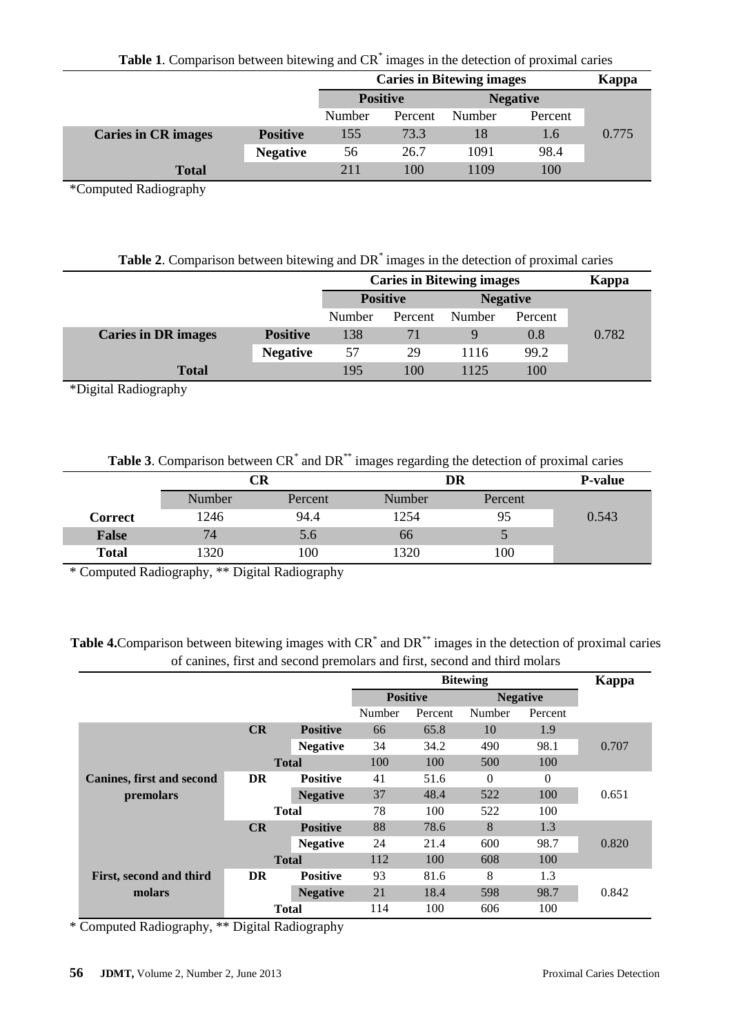**Table 1**. Comparison between bitewing and CR[*] images in the detection of proximal caries

| | | Caries in Bitewing images | | | | Kappa |
|---|---|---|---|---|---|---|
| | | Positive | | Negative | | |
| | | Number | Percent | Number | Percent | |
| **Caries in CR images** | **Positive** | 155 | 73.3 | 18 | 1.6 | 0.775 |
| | **Negative** | 56 | 26.7 | 1091 | 98.4 | |
| **Total** | | 211 | 100 | 1109 | 100 | |

*Computed Radiography

**Table 2**. Comparison between bitewing and DR[*] images in the detection of proximal caries

| | | Caries in Bitewing images | | | | Kappa |
|---|---|---|---|---|---|---|
| | | Positive | | Negative | | |
| | | Number | Percent | Number | Percent | |
| **Caries in DR images** | **Positive** | 138 | 71 | 9 | 0.8 | 0.782 |
| | **Negative** | 57 | 29 | 1116 | 99.2 | |
| **Total** | | 195 | 100 | 1125 | 100 | |

*Digital Radiography

**Table 3**. Comparison between CR[*] and DR[**] images regarding the detection of proximal caries

| | CR | | DR | | P-value |
|---|---|---|---|---|---|
| | Number | Percent | Number | Percent | |
| **Correct** | 1246 | 94.4 | 1254 | 95 | 0.543 |
| **False** | 74 | 5.6 | 66 | 5 | |
| **Total** | 1320 | 100 | 1320 | 100 | |

* Computed Radiography, ** Digital Radiography

**Table 4.** Comparison between bitewing images with CR[*] and DR[**] images in the detection of proximal caries of canines, first and second premolars and first, second and third molars

| | | | Bitewing | | | | Kappa |
|---|---|---|---|---|---|---|---|
| | | | Positive | | Negative | | |
| | | | Number | Percent | Number | Percent | |
| **Canines, first and second premolars** | **CR** | **Positive** | 66 | 65.8 | 10 | 1.9 | 0.707 |
| | | **Negative** | 34 | 34.2 | 490 | 98.1 | |
| | **Total** | | 100 | 100 | 500 | 100 | |
| | **DR** | **Positive** | 41 | 51.6 | 0 | 0 | 0.651 |
| | | **Negative** | 37 | 48.4 | 522 | 100 | |
| | **Total** | | 78 | 100 | 522 | 100 | |
| **First, second and third molars** | **CR** | **Positive** | 88 | 78.6 | 8 | 1.3 | 0.820 |
| | | **Negative** | 24 | 21.4 | 600 | 98.7 | |
| | **Total** | | 112 | 100 | 608 | 100 | |
| | **DR** | **Positive** | 93 | 81.6 | 8 | 1.3 | 0.842 |
| | | **Negative** | 21 | 18.4 | 598 | 98.7 | |
| | **Total** | | 114 | 100 | 606 | 100 | |

* Computed Radiography, ** Digital Radiography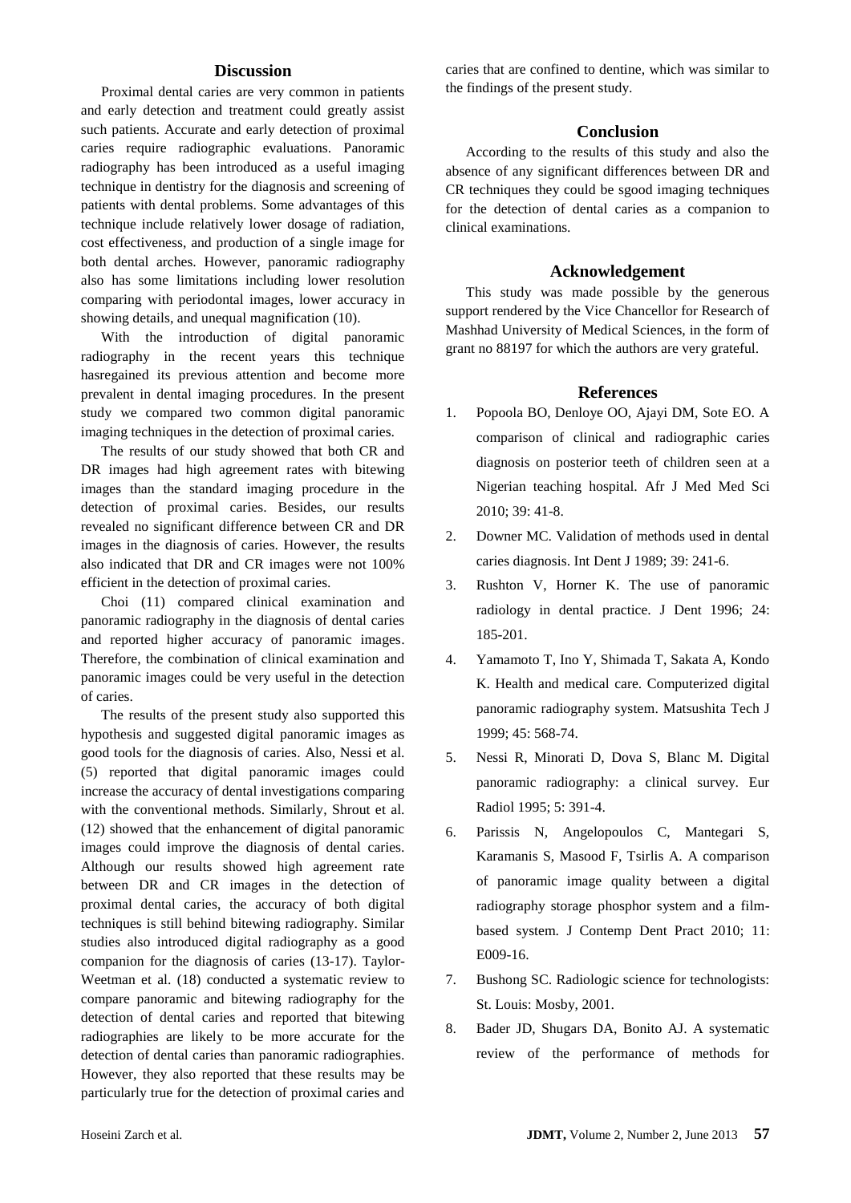## Discussion

Proximal dental caries are very common in patients and early detection and treatment could greatly assist such patients. Accurate and early detection of proximal caries require radiographic evaluations. Panoramic radiography has been introduced as a useful imaging technique in dentistry for the diagnosis and screening of patients with dental problems. Some advantages of this technique include relatively lower dosage of radiation, cost effectiveness, and production of a single image for both dental arches. However, panoramic radiography also has some limitations including lower resolution comparing with periodontal images, lower accuracy in showing details, and unequal magnification (10).

With the introduction of digital panoramic radiography in the recent years this technique hasregained its previous attention and become more prevalent in dental imaging procedures. In the present study we compared two common digital panoramic imaging techniques in the detection of proximal caries.

The results of our study showed that both CR and DR images had high agreement rates with bitewing images than the standard imaging procedure in the detection of proximal caries. Besides, our results revealed no significant difference between CR and DR images in the diagnosis of caries. However, the results also indicated that DR and CR images were not 100% efficient in the detection of proximal caries.

Choi (11) compared clinical examination and panoramic radiography in the diagnosis of dental caries and reported higher accuracy of panoramic images. Therefore, the combination of clinical examination and panoramic images could be very useful in the detection of caries.

The results of the present study also supported this hypothesis and suggested digital panoramic images as good tools for the diagnosis of caries. Also, Nessi et al. (5) reported that digital panoramic images could increase the accuracy of dental investigations comparing with the conventional methods. Similarly, Shrout et al. (12) showed that the enhancement of digital panoramic images could improve the diagnosis of dental caries. Although our results showed high agreement rate between DR and CR images in the detection of proximal dental caries, the accuracy of both digital techniques is still behind bitewing radiography. Similar studies also introduced digital radiography as a good companion for the diagnosis of caries (13-17). Taylor-Weetman et al. (18) conducted a systematic review to compare panoramic and bitewing radiography for the detection of dental caries and reported that bitewing radiographies are likely to be more accurate for the detection of dental caries than panoramic radiographies. However, they also reported that these results may be particularly true for the detection of proximal caries and caries that are confined to dentine, which was similar to the findings of the present study.

## Conclusion

According to the results of this study and also the absence of any significant differences between DR and CR techniques they could be sgood imaging techniques for the detection of dental caries as a companion to clinical examinations.

## Acknowledgement

This study was made possible by the generous support rendered by the Vice Chancellor for Research of Mashhad University of Medical Sciences, in the form of grant no 88197 for which the authors are very grateful.

## References

1. Popoola BO, Denloye OO, Ajayi DM, Sote EO. A comparison of clinical and radiographic caries diagnosis on posterior teeth of children seen at a Nigerian teaching hospital. Afr J Med Med Sci 2010; 39: 41-8.
2. Downer MC. Validation of methods used in dental caries diagnosis. Int Dent J 1989; 39: 241-6.
3. Rushton V, Horner K. The use of panoramic radiology in dental practice. J Dent 1996; 24: 185-201.
4. Yamamoto T, Ino Y, Shimada T, Sakata A, Kondo K. Health and medical care. Computerized digital panoramic radiography system. Matsushita Tech J 1999; 45: 568-74.
5. Nessi R, Minorati D, Dova S, Blanc M. Digital panoramic radiography: a clinical survey. Eur Radiol 1995; 5: 391-4.
6. Parissis N, Angelopoulos C, Mantegari S, Karamanis S, Masood F, Tsirlis A. A comparison of panoramic image quality between a digital radiography storage phosphor system and a film-based system. J Contemp Dent Pract 2010; 11: E009-16.
7. Bushong SC. Radiologic science for technologists: St. Louis: Mosby, 2001.
8. Bader JD, Shugars DA, Bonito AJ. A systematic review of the performance of methods for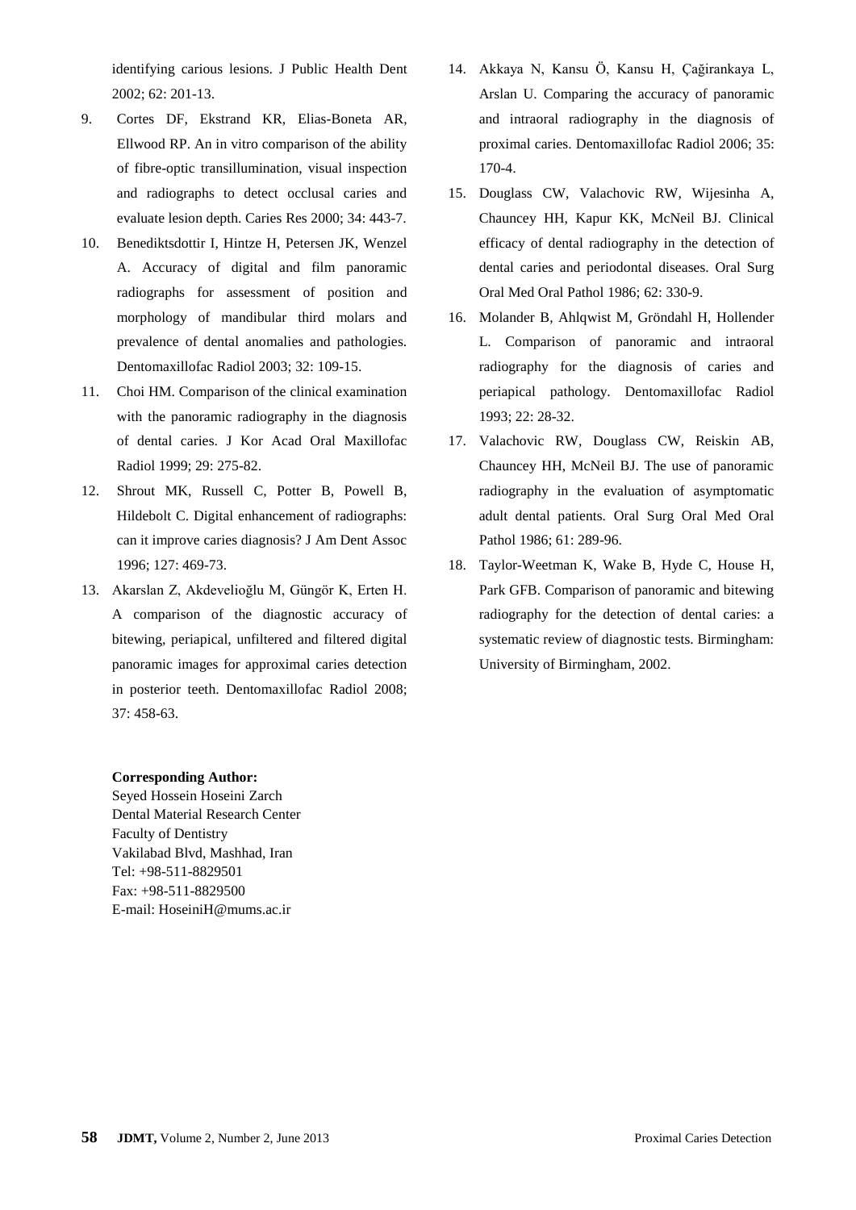identifying carious lesions. J Public Health Dent 2002; 62: 201-13.

9. Cortes DF, Ekstrand KR, Elias-Boneta AR, Ellwood RP. An in vitro comparison of the ability of fibre-optic transillumination, visual inspection and radiographs to detect occlusal caries and evaluate lesion depth. Caries Res 2000; 34: 443-7.
10. Benediktsdottir I, Hintze H, Petersen JK, Wenzel A. Accuracy of digital and film panoramic radiographs for assessment of position and morphology of mandibular third molars and prevalence of dental anomalies and pathologies. Dentomaxillofac Radiol 2003; 32: 109-15.
11. Choi HM. Comparison of the clinical examination with the panoramic radiography in the diagnosis of dental caries. J Kor Acad Oral Maxillofac Radiol 1999; 29: 275-82.
12. Shrout MK, Russell C, Potter B, Powell B, Hildebolt C. Digital enhancement of radiographs: can it improve caries diagnosis? J Am Dent Assoc 1996; 127: 469-73.
13. Akarslan Z, Akdevelioğlu M, Güngör K, Erten H. A comparison of the diagnostic accuracy of bitewing, periapical, unfiltered and filtered digital panoramic images for approximal caries detection in posterior teeth. Dentomaxillofac Radiol 2008; 37: 458-63.
14. Akkaya N, Kansu Ö, Kansu H, Çağirankaya L, Arslan U. Comparing the accuracy of panoramic and intraoral radiography in the diagnosis of proximal caries. Dentomaxillofac Radiol 2006; 35: 170-4.
15. Douglass CW, Valachovic RW, Wijesinha A, Chauncey HH, Kapur KK, McNeil BJ. Clinical efficacy of dental radiography in the detection of dental caries and periodontal diseases. Oral Surg Oral Med Oral Pathol 1986; 62: 330-9.
16. Molander B, Ahlqwist M, Gröndahl H, Hollender L. Comparison of panoramic and intraoral radiography for the diagnosis of caries and periapical pathology. Dentomaxillofac Radiol 1993; 22: 28-32.
17. Valachovic RW, Douglass CW, Reiskin AB, Chauncey HH, McNeil BJ. The use of panoramic radiography in the evaluation of asymptomatic adult dental patients. Oral Surg Oral Med Oral Pathol 1986; 61: 289-96.
18. Taylor-Weetman K, Wake B, Hyde C, House H, Park GFB. Comparison of panoramic and bitewing radiography for the detection of dental caries: a systematic review of diagnostic tests. Birmingham: University of Birmingham, 2002.

**Corresponding Author:**
Seyed Hossein Hoseini Zarch
Dental Material Research Center
Faculty of Dentistry
Vakilabad Blvd, Mashhad, Iran
Tel: +98-511-8829501
Fax: +98-511-8829500
E-mail: HoseiniH@mums.ac.ir